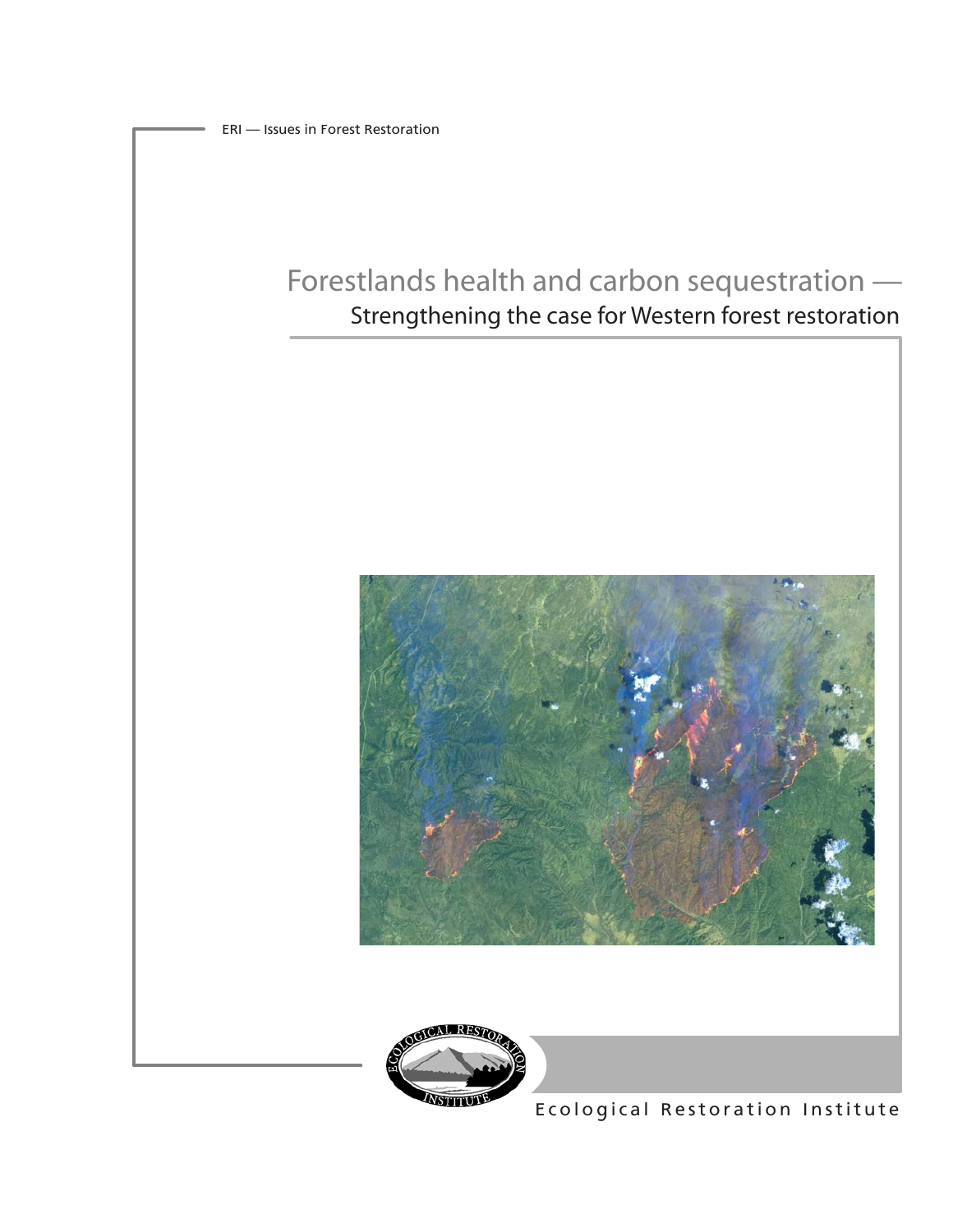ERI — Issues in Forest Restoration

# Forestlands health and carbon sequestration —

## Strengthening the case for Western forest restoration

Ecological Restoration Institute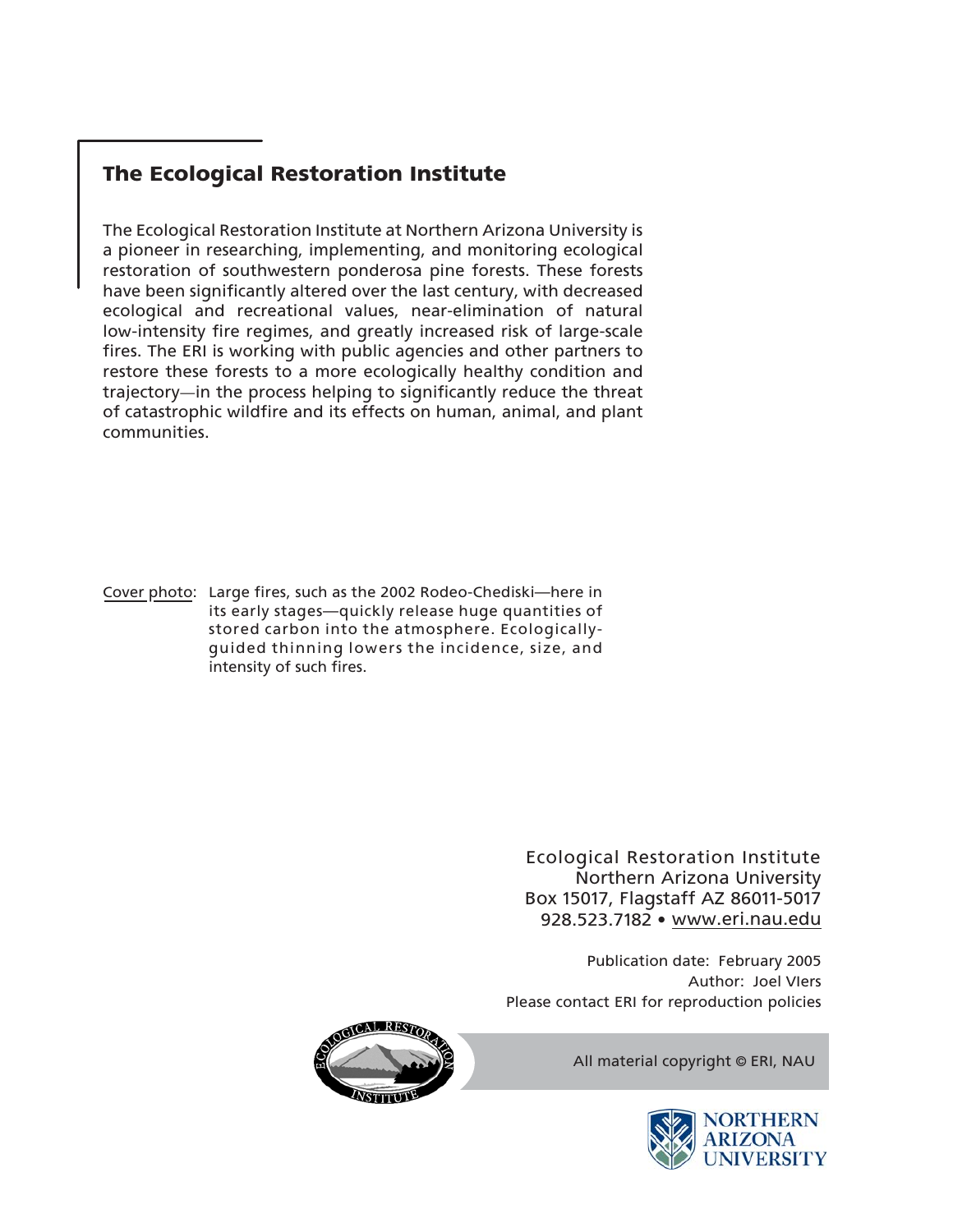## The Ecological Restoration Institute

The Ecological Restoration Institute at Northern Arizona University is a pioneer in researching, implementing, and monitoring ecological restoration of southwestern ponderosa pine forests. These forests have been significantly altered over the last century, with decreased ecological and recreational values, near-elimination of natural low-intensity fire regimes, and greatly increased risk of large-scale fires. The ERI is working with public agencies and other partners to restore these forests to a more ecologically healthy condition and trajectory—in the process helping to significantly reduce the threat of catastrophic wildfire and its effects on human, animal, and plant communities.

Cover photo: Large fires, such as the 2002 Rodeo-Chediski—here in its early stages—quickly release huge quantities of stored carbon into the atmosphere. Ecologically-guided thinning lowers the incidence, size, and intensity of such fires.

Ecological Restoration Institute
Northern Arizona University
Box 15017, Flagstaff AZ 86011-5017
928.523.7182 • www.eri.nau.edu

Publication date: February 2005
Author: Joel Vlers
Please contact ERI for reproduction policies

All material copyright © ERI, NAU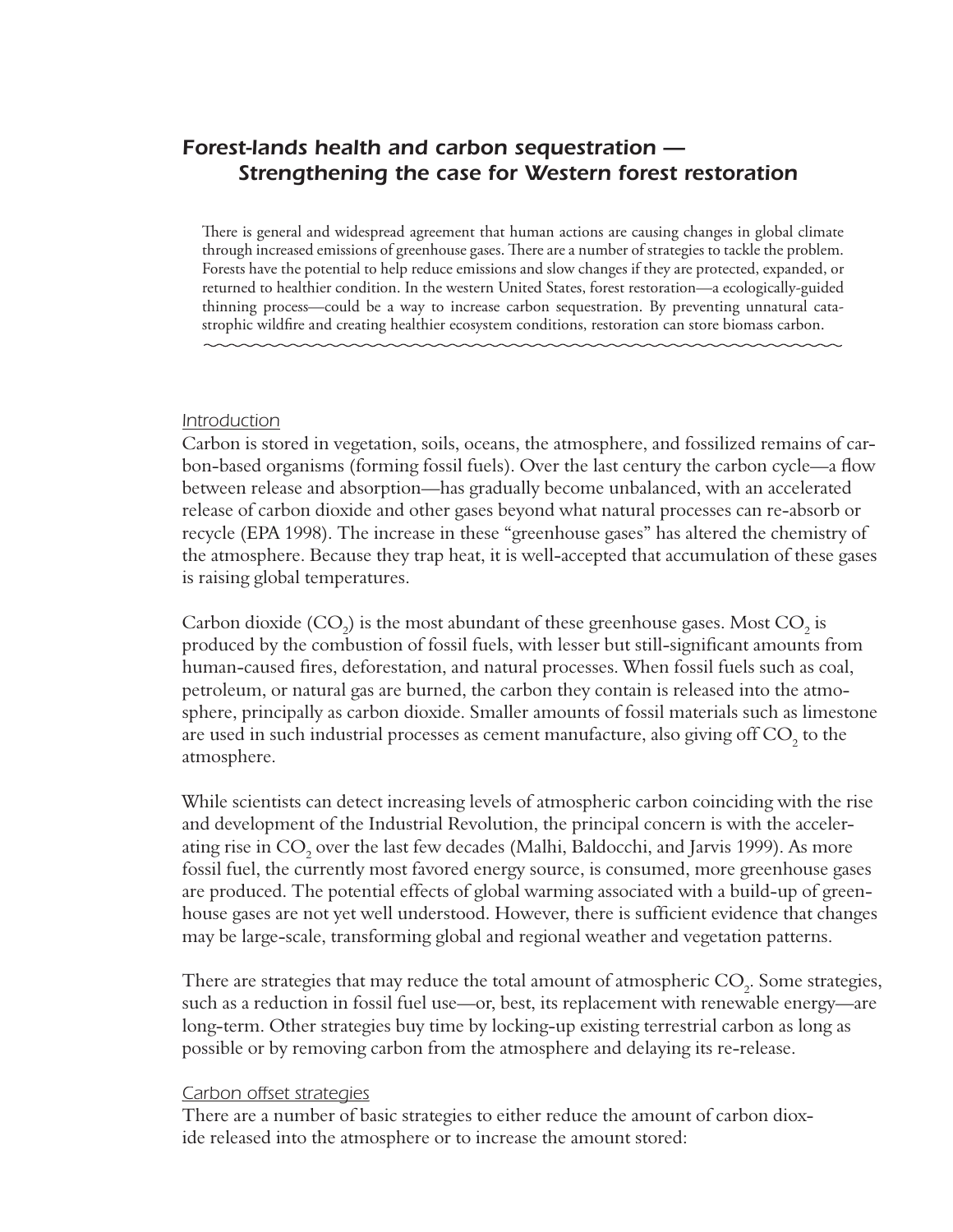## *Forest-lands health and carbon sequestration — Strengthening the case for Western forest restoration*

There is general and widespread agreement that human actions are causing changes in global climate through increased emissions of greenhouse gases. There are a number of strategies to tackle the problem. Forests have the potential to help reduce emissions and slow changes if they are protected, expanded, or returned to healthier condition. In the western United States, forest restoration—a ecologically-guided thinning process—could be a way to increase carbon sequestration. By preventing unnatural catastrophic wildfire and creating healthier ecosystem conditions, restoration can store biomass carbon.

### Introduction

Carbon is stored in vegetation, soils, oceans, the atmosphere, and fossilized remains of carbon-based organisms (forming fossil fuels). Over the last century the carbon cycle—a flow between release and absorption—has gradually become unbalanced, with an accelerated release of carbon dioxide and other gases beyond what natural processes can re-absorb or recycle (EPA 1998). The increase in these "greenhouse gases" has altered the chemistry of the atmosphere. Because they trap heat, it is well-accepted that accumulation of these gases is raising global temperatures.

Carbon dioxide ($CO_2$) is the most abundant of these greenhouse gases. Most $CO_2$ is produced by the combustion of fossil fuels, with lesser but still-significant amounts from human-caused fires, deforestation, and natural processes. When fossil fuels such as coal, petroleum, or natural gas are burned, the carbon they contain is released into the atmosphere, principally as carbon dioxide. Smaller amounts of fossil materials such as limestone are used in such industrial processes as cement manufacture, also giving off $CO_2$ to the atmosphere.

While scientists can detect increasing levels of atmospheric carbon coinciding with the rise and development of the Industrial Revolution, the principal concern is with the accelerating rise in $CO_2$ over the last few decades (Malhi, Baldocchi, and Jarvis 1999). As more fossil fuel, the currently most favored energy source, is consumed, more greenhouse gases are produced. The potential effects of global warming associated with a build-up of greenhouse gases are not yet well understood. However, there is sufficient evidence that changes may be large-scale, transforming global and regional weather and vegetation patterns.

There are strategies that may reduce the total amount of atmospheric $CO_2$. Some strategies, such as a reduction in fossil fuel use—or, best, its replacement with renewable energy—are long-term. Other strategies buy time by locking-up existing terrestrial carbon as long as possible or by removing carbon from the atmosphere and delaying its re-release.

### Carbon offset strategies

There are a number of basic strategies to either reduce the amount of carbon dioxide released into the atmosphere or to increase the amount stored: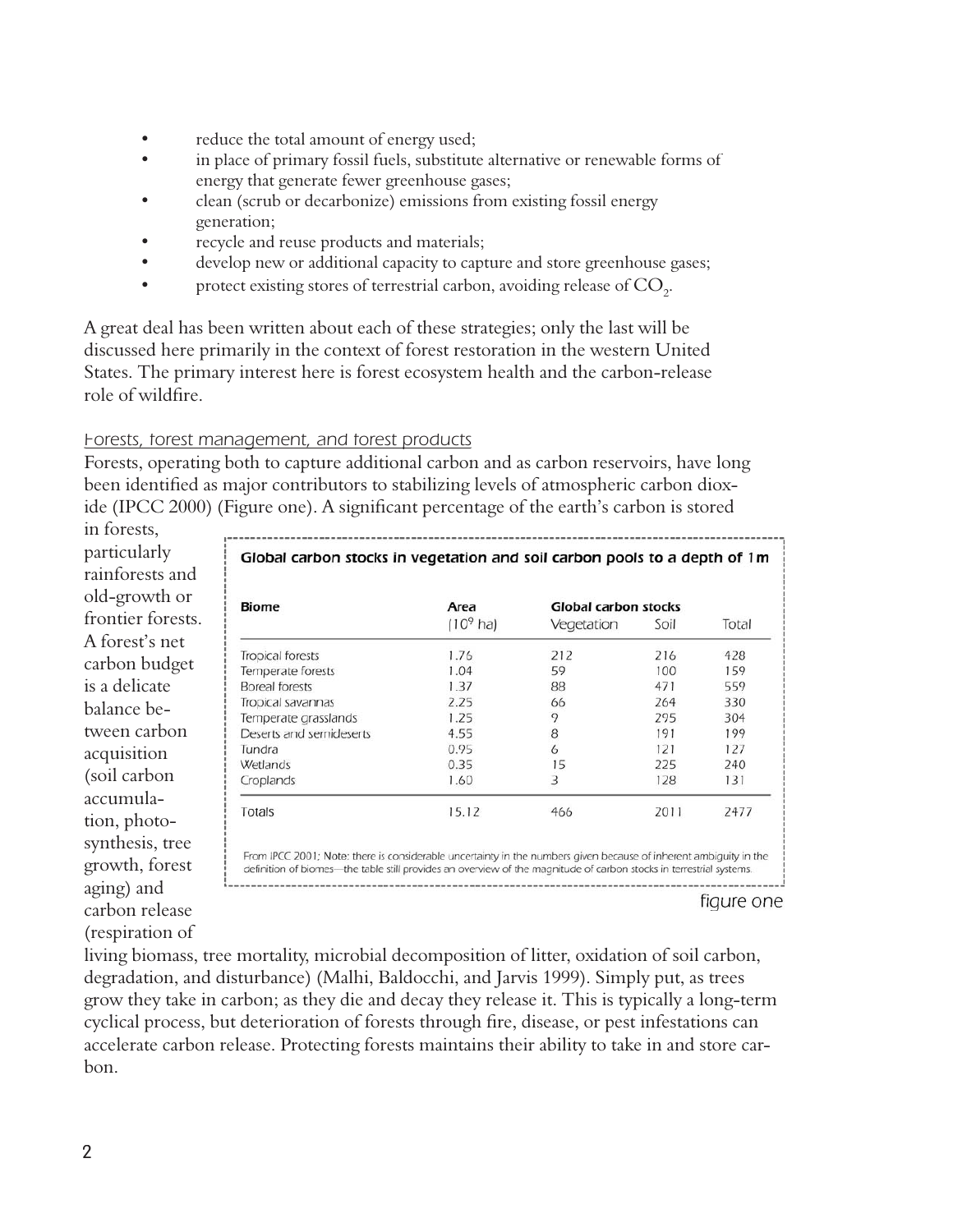- reduce the total amount of energy used;
- in place of primary fossil fuels, substitute alternative or renewable forms of energy that generate fewer greenhouse gases;
- clean (scrub or decarbonize) emissions from existing fossil energy generation;
- recycle and reuse products and materials;
- develop new or additional capacity to capture and store greenhouse gases;
- protect existing stores of terrestrial carbon, avoiding release of $CO_2$.

A great deal has been written about each of these strategies; only the last will be discussed here primarily in the context of forest restoration in the western United States. The primary interest here is forest ecosystem health and the carbon-release role of wildfire.

### *Forests, forest management, and forest products*

Forests, operating both to capture additional carbon and as carbon reservoirs, have long been identified as major contributors to stabilizing levels of atmospheric carbon dioxide (IPCC 2000) (Figure one). A significant percentage of the earth's carbon is stored in forests, particularly rainforests and old-growth or frontier forests. A forest's net carbon budget is a delicate balance between carbon acquisition (soil carbon accumulation, photosynthesis, tree growth, forest aging) and carbon release (respiration of living biomass, tree mortality, microbial decomposition of litter, oxidation of soil carbon, degradation, and disturbance) (Malhi, Baldocchi, and Jarvis 1999). Simply put, as trees grow they take in carbon; as they die and decay they release it. This is typically a long-term cyclical process, but deterioration of forests through fire, disease, or pest infestations can accelerate carbon release. Protecting forests maintains their ability to take in and store carbon.

**Global carbon stocks in vegetation and soil carbon pools to a depth of 1m**

| Biome | Area ($10^9$ ha) | Global carbon stocks Vegetation | Soil | Total |
|---|---|---|---|---|
| Tropical forests | 1.76 | 212 | 216 | 428 |
| Temperate forests | 1.04 | 59 | 100 | 159 |
| Boreal forests | 1.37 | 88 | 471 | 559 |
| Tropical savannas | 2.25 | 66 | 264 | 330 |
| Temperate grasslands | 1.25 | 9 | 295 | 304 |
| Deserts and semideserts | 4.55 | 8 | 191 | 199 |
| Tundra | 0.95 | 6 | 121 | 127 |
| Wetlands | 0.35 | 15 | 225 | 240 |
| Croplands | 1.60 | 3 | 128 | 131 |
| Totals | 15.12 | 466 | 2011 | 2477 |

From IPCC 2001; Note: there is considerable uncertainty in the numbers given because of inherent ambiguity in the definition of biomes—the table still provides an overview of the magnitude of carbon stocks in terrestrial systems.

figure one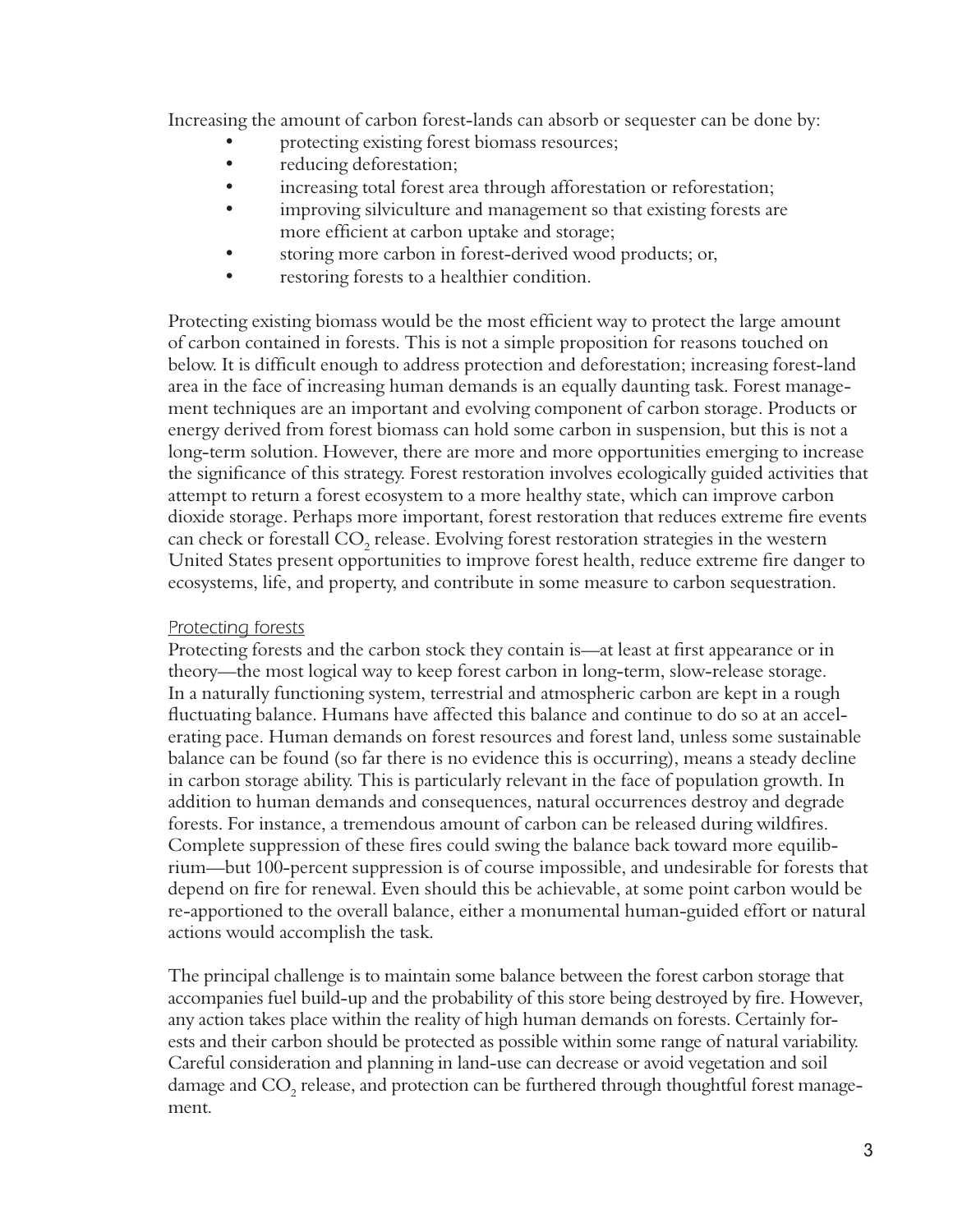Increasing the amount of carbon forest-lands can absorb or sequester can be done by:

- protecting existing forest biomass resources;
- reducing deforestation;
- increasing total forest area through afforestation or reforestation;
- improving silviculture and management so that existing forests are more efficient at carbon uptake and storage;
- storing more carbon in forest-derived wood products; or,
- restoring forests to a healthier condition.

Protecting existing biomass would be the most efficient way to protect the large amount of carbon contained in forests. This is not a simple proposition for reasons touched on below. It is difficult enough to address protection and deforestation; increasing forest-land area in the face of increasing human demands is an equally daunting task. Forest management techniques are an important and evolving component of carbon storage. Products or energy derived from forest biomass can hold some carbon in suspension, but this is not a long-term solution. However, there are more and more opportunities emerging to increase the significance of this strategy. Forest restoration involves ecologically guided activities that attempt to return a forest ecosystem to a more healthy state, which can improve carbon dioxide storage. Perhaps more important, forest restoration that reduces extreme fire events can check or forestall $CO_2$ release. Evolving forest restoration strategies in the western United States present opportunities to improve forest health, reduce extreme fire danger to ecosystems, life, and property, and contribute in some measure to carbon sequestration.

### Protecting forests

Protecting forests and the carbon stock they contain is—at least at first appearance or in theory—the most logical way to keep forest carbon in long-term, slow-release storage. In a naturally functioning system, terrestrial and atmospheric carbon are kept in a rough fluctuating balance. Humans have affected this balance and continue to do so at an accelerating pace. Human demands on forest resources and forest land, unless some sustainable balance can be found (so far there is no evidence this is occurring), means a steady decline in carbon storage ability. This is particularly relevant in the face of population growth. In addition to human demands and consequences, natural occurrences destroy and degrade forests. For instance, a tremendous amount of carbon can be released during wildfires. Complete suppression of these fires could swing the balance back toward more equilibrium—but 100-percent suppression is of course impossible, and undesirable for forests that depend on fire for renewal. Even should this be achievable, at some point carbon would be re-apportioned to the overall balance, either a monumental human-guided effort or natural actions would accomplish the task.

The principal challenge is to maintain some balance between the forest carbon storage that accompanies fuel build-up and the probability of this store being destroyed by fire. However, any action takes place within the reality of high human demands on forests. Certainly forests and their carbon should be protected as possible within some range of natural variability. Careful consideration and planning in land-use can decrease or avoid vegetation and soil damage and $CO_2$ release, and protection can be furthered through thoughtful forest management.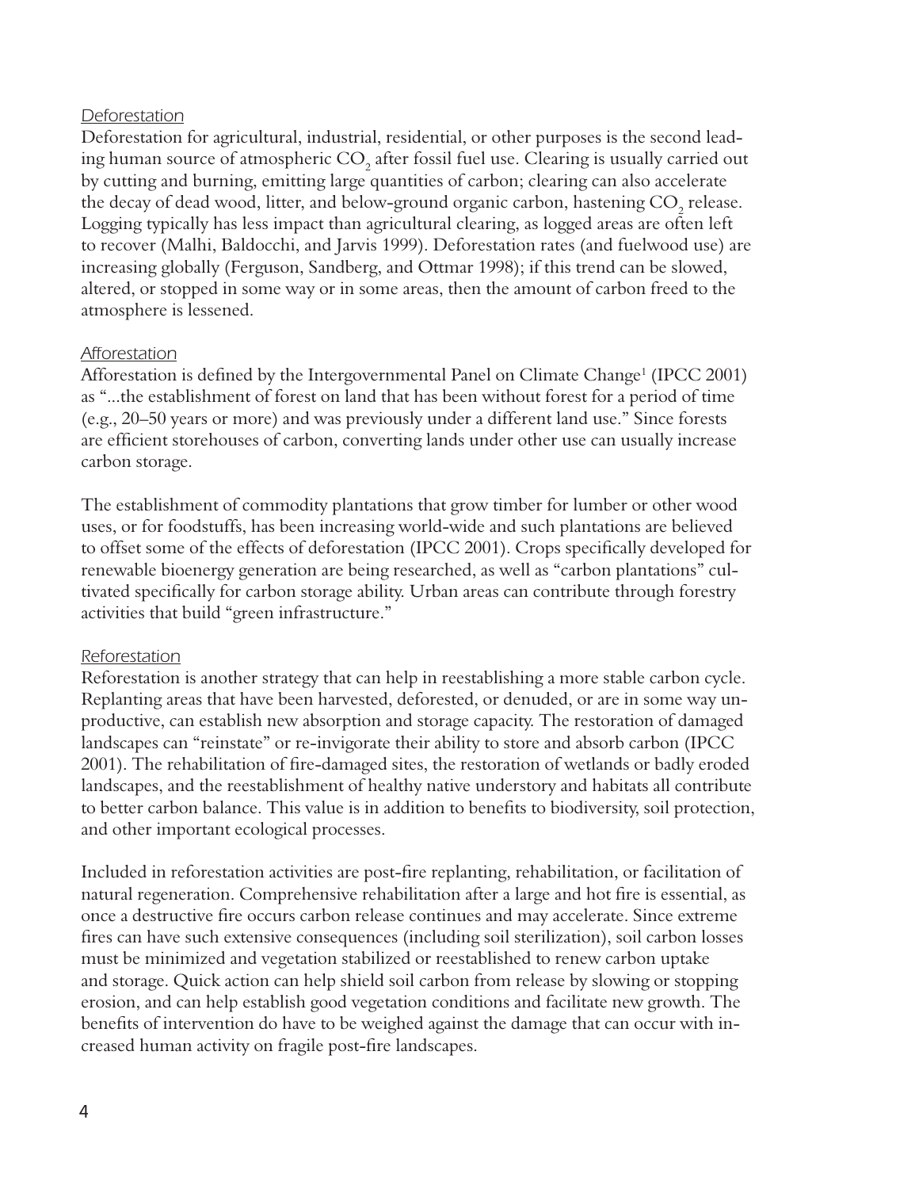### *Deforestation*

Deforestation for agricultural, industrial, residential, or other purposes is the second leading human source of atmospheric $CO_2$ after fossil fuel use. Clearing is usually carried out by cutting and burning, emitting large quantities of carbon; clearing can also accelerate the decay of dead wood, litter, and below-ground organic carbon, hastening $CO_2$ release. Logging typically has less impact than agricultural clearing, as logged areas are often left to recover (Malhi, Baldocchi, and Jarvis 1999). Deforestation rates (and fuelwood use) are increasing globally (Ferguson, Sandberg, and Ottmar 1998); if this trend can be slowed, altered, or stopped in some way or in some areas, then the amount of carbon freed to the atmosphere is lessened.

### *Afforestation*

Afforestation is defined by the Intergovernmental Panel on Climate Change[1] (IPCC 2001) as "...the establishment of forest on land that has been without forest for a period of time (e.g., 20–50 years or more) and was previously under a different land use." Since forests are efficient storehouses of carbon, converting lands under other use can usually increase carbon storage.

The establishment of commodity plantations that grow timber for lumber or other wood uses, or for foodstuffs, has been increasing world-wide and such plantations are believed to offset some of the effects of deforestation (IPCC 2001). Crops specifically developed for renewable bioenergy generation are being researched, as well as "carbon plantations" cultivated specifically for carbon storage ability. Urban areas can contribute through forestry activities that build "green infrastructure."

### *Reforestation*

Reforestation is another strategy that can help in reestablishing a more stable carbon cycle. Replanting areas that have been harvested, deforested, or denuded, or are in some way unproductive, can establish new absorption and storage capacity. The restoration of damaged landscapes can "reinstate" or re-invigorate their ability to store and absorb carbon (IPCC 2001). The rehabilitation of fire-damaged sites, the restoration of wetlands or badly eroded landscapes, and the reestablishment of healthy native understory and habitats all contribute to better carbon balance. This value is in addition to benefits to biodiversity, soil protection, and other important ecological processes.

Included in reforestation activities are post-fire replanting, rehabilitation, or facilitation of natural regeneration. Comprehensive rehabilitation after a large and hot fire is essential, as once a destructive fire occurs carbon release continues and may accelerate. Since extreme fires can have such extensive consequences (including soil sterilization), soil carbon losses must be minimized and vegetation stabilized or reestablished to renew carbon uptake and storage. Quick action can help shield soil carbon from release by slowing or stopping erosion, and can help establish good vegetation conditions and facilitate new growth. The benefits of intervention do have to be weighed against the damage that can occur with increased human activity on fragile post-fire landscapes.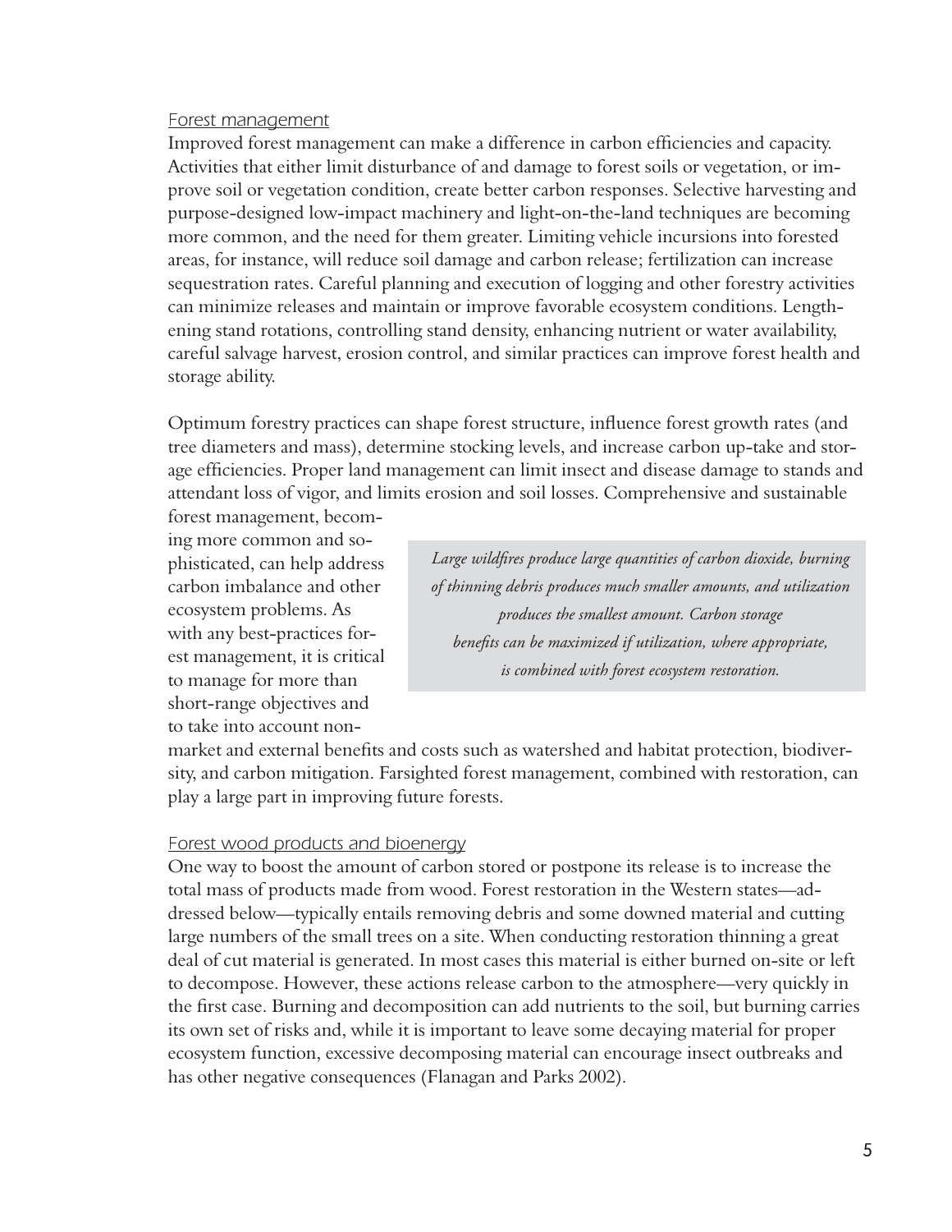### *Forest management*

Improved forest management can make a difference in carbon efficiencies and capacity. Activities that either limit disturbance of and damage to forest soils or vegetation, or improve soil or vegetation condition, create better carbon responses. Selective harvesting and purpose-designed low-impact machinery and light-on-the-land techniques are becoming more common, and the need for them greater. Limiting vehicle incursions into forested areas, for instance, will reduce soil damage and carbon release; fertilization can increase sequestration rates. Careful planning and execution of logging and other forestry activities can minimize releases and maintain or improve favorable ecosystem conditions. Lengthening stand rotations, controlling stand density, enhancing nutrient or water availability, careful salvage harvest, erosion control, and similar practices can improve forest health and storage ability.

Optimum forestry practices can shape forest structure, influence forest growth rates (and tree diameters and mass), determine stocking levels, and increase carbon up-take and storage efficiencies. Proper land management can limit insect and disease damage to stands and attendant loss of vigor, and limits erosion and soil losses. Comprehensive and sustainable forest management, becoming more common and sophisticated, can help address carbon imbalance and other ecosystem problems. As with any best-practices forest management, it is critical to manage for more than short-range objectives and to take into account non-market and external benefits and costs such as watershed and habitat protection, biodiversity, and carbon mitigation. Farsighted forest management, combined with restoration, can play a large part in improving future forests.

> *Large wildfires produce large quantities of carbon dioxide, burning of thinning debris produces much smaller amounts, and utilization produces the smallest amount. Carbon storage benefits can be maximized if utilization, where appropriate, is combined with forest ecosystem restoration.*

### *Forest wood products and bioenergy*

One way to boost the amount of carbon stored or postpone its release is to increase the total mass of products made from wood. Forest restoration in the Western states—addressed below—typically entails removing debris and some downed material and cutting large numbers of the small trees on a site. When conducting restoration thinning a great deal of cut material is generated. In most cases this material is either burned on-site or left to decompose. However, these actions release carbon to the atmosphere—very quickly in the first case. Burning and decomposition can add nutrients to the soil, but burning carries its own set of risks and, while it is important to leave some decaying material for proper ecosystem function, excessive decomposing material can encourage insect outbreaks and has other negative consequences (Flanagan and Parks 2002).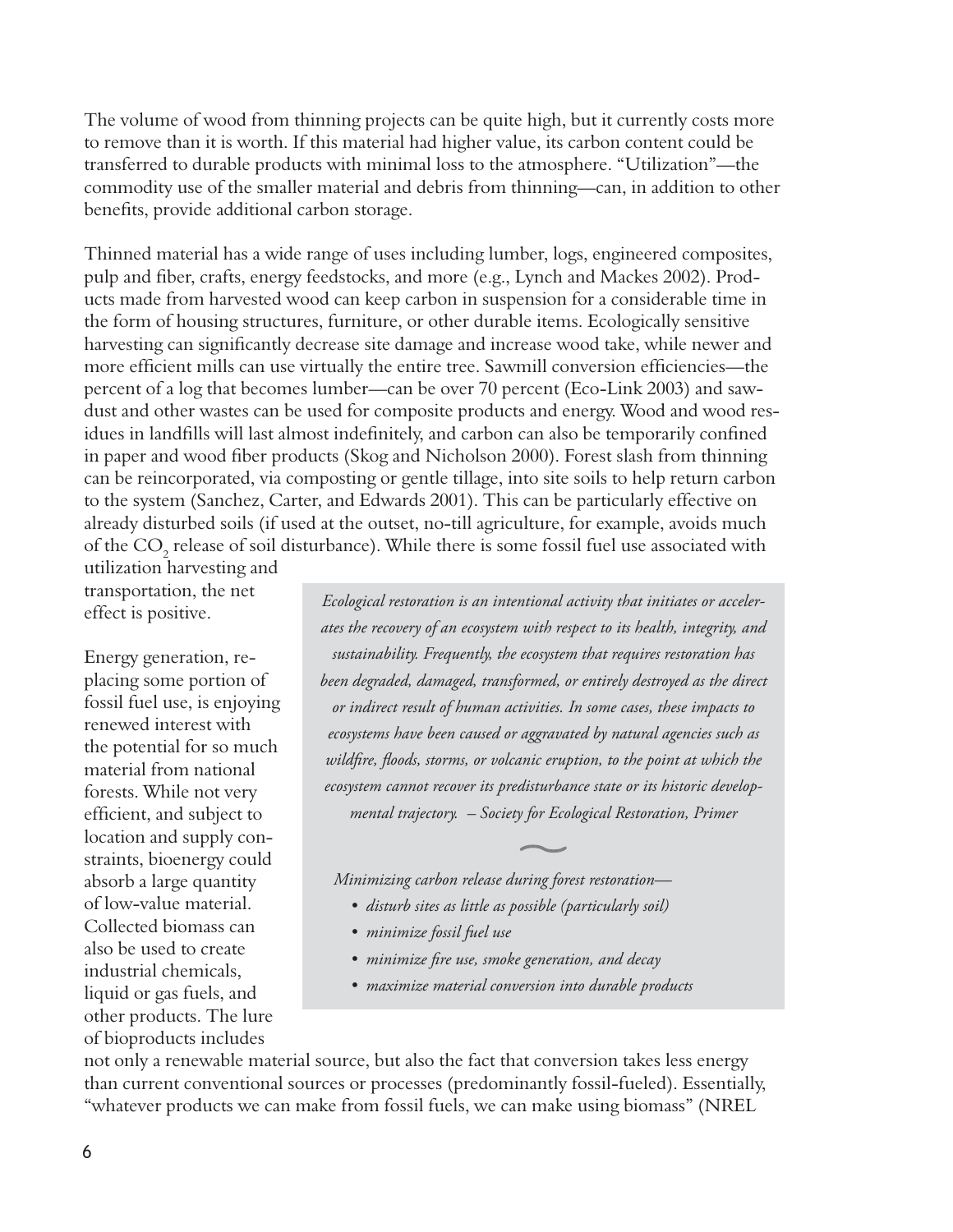The volume of wood from thinning projects can be quite high, but it currently costs more to remove than it is worth. If this material had higher value, its carbon content could be transferred to durable products with minimal loss to the atmosphere. "Utilization"—the commodity use of the smaller material and debris from thinning—can, in addition to other benefits, provide additional carbon storage.

Thinned material has a wide range of uses including lumber, logs, engineered composites, pulp and fiber, crafts, energy feedstocks, and more (e.g., Lynch and Mackes 2002). Products made from harvested wood can keep carbon in suspension for a considerable time in the form of housing structures, furniture, or other durable items. Ecologically sensitive harvesting can significantly decrease site damage and increase wood take, while newer and more efficient mills can use virtually the entire tree. Sawmill conversion efficiencies—the percent of a log that becomes lumber—can be over 70 percent (Eco-Link 2003) and sawdust and other wastes can be used for composite products and energy. Wood and wood residues in landfills will last almost indefinitely, and carbon can also be temporarily confined in paper and wood fiber products (Skog and Nicholson 2000). Forest slash from thinning can be reincorporated, via composting or gentle tillage, into site soils to help return carbon to the system (Sanchez, Carter, and Edwards 2001). This can be particularly effective on already disturbed soils (if used at the outset, no-till agriculture, for example, avoids much of the $CO_2$ release of soil disturbance). While there is some fossil fuel use associated with utilization harvesting and transportation, the net effect is positive.

Energy generation, replacing some portion of fossil fuel use, is enjoying renewed interest with the potential for so much material from national forests. While not very efficient, and subject to location and supply constraints, bioenergy could absorb a large quantity of low-value material. Collected biomass can also be used to create industrial chemicals, liquid or gas fuels, and other products. The lure of bioproducts includes not only a renewable material source, but also the fact that conversion takes less energy than current conventional sources or processes (predominantly fossil-fueled). Essentially, "whatever products we can make from fossil fuels, we can make using biomass" (NREL

> *Ecological restoration is an intentional activity that initiates or accelerates the recovery of an ecosystem with respect to its health, integrity, and sustainability. Frequently, the ecosystem that requires restoration has been degraded, damaged, transformed, or entirely destroyed as the direct or indirect result of human activities. In some cases, these impacts to ecosystems have been caused or aggravated by natural agencies such as wildfire, floods, storms, or volcanic eruption, to the point at which the ecosystem cannot recover its predisturbance state or its historic developmental trajectory. – Society for Ecological Restoration, Primer*
>
> ~
>
> *Minimizing carbon release during forest restoration—*
>
> - *disturb sites as little as possible (particularly soil)*
> - *minimize fossil fuel use*
> - *minimize fire use, smoke generation, and decay*
> - *maximize material conversion into durable products*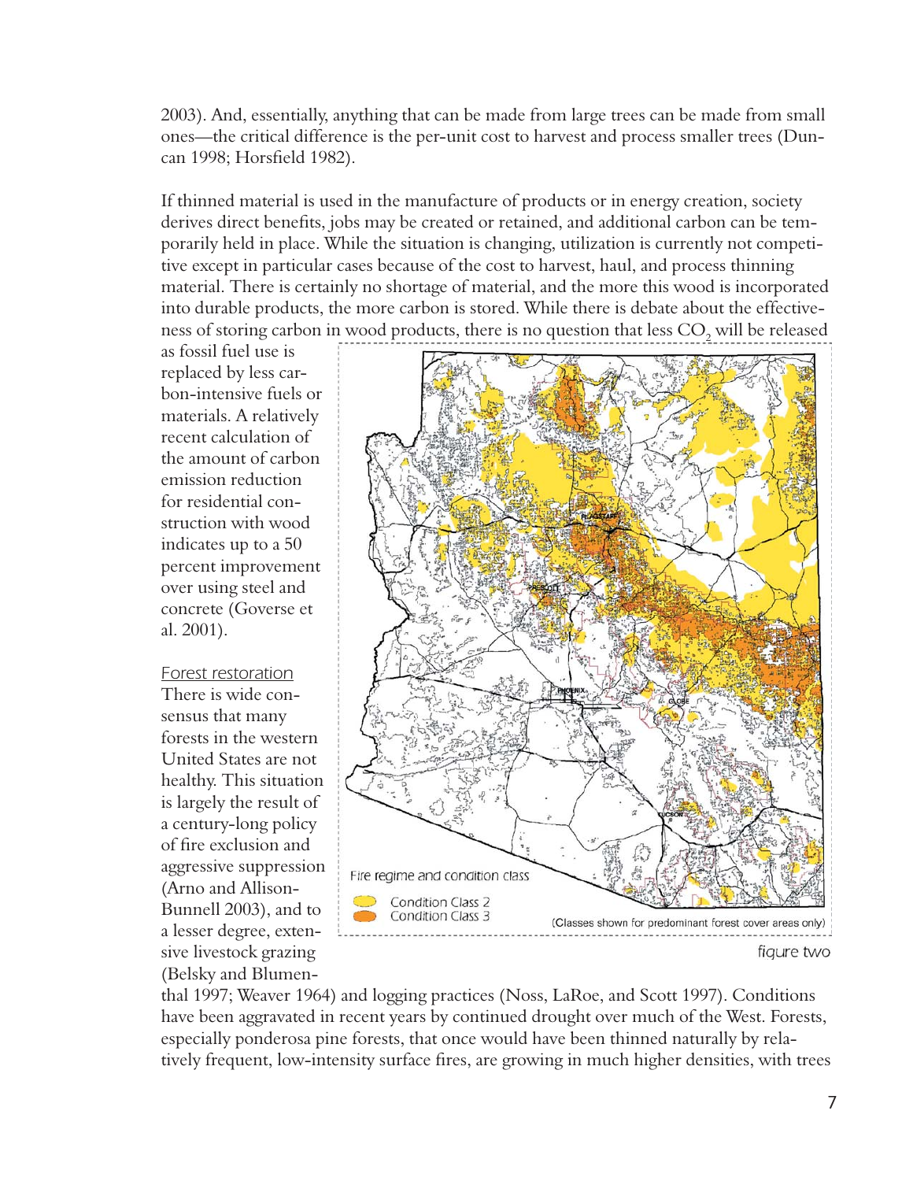2003). And, essentially, anything that can be made from large trees can be made from small ones—the critical difference is the per-unit cost to harvest and process smaller trees (Duncan 1998; Horsfield 1982).

If thinned material is used in the manufacture of products or in energy creation, society derives direct benefits, jobs may be created or retained, and additional carbon can be temporarily held in place. While the situation is changing, utilization is currently not competitive except in particular cases because of the cost to harvest, haul, and process thinning material. There is certainly no shortage of material, and the more this wood is incorporated into durable products, the more carbon is stored. While there is debate about the effectiveness of storing carbon in wood products, there is no question that less $CO_2$ will be released as fossil fuel use is replaced by less carbon-intensive fuels or materials. A relatively recent calculation of the amount of carbon emission reduction for residential construction with wood indicates up to a 50 percent improvement over using steel and concrete (Goverse et al. 2001).

Fire regime and condition class

Condition Class 2

Condition Class 3

(Classes shown for predominant forest cover areas only)

figure two

## Forest restoration

There is wide consensus that many forests in the western United States are not healthy. This situation is largely the result of a century-long policy of fire exclusion and aggressive suppression (Arno and Allison-Bunnell 2003), and to a lesser degree, extensive livestock grazing (Belsky and Blumenthal 1997; Weaver 1964) and logging practices (Noss, LaRoe, and Scott 1997). Conditions have been aggravated in recent years by continued drought over much of the West. Forests, especially ponderosa pine forests, that once would have been thinned naturally by relatively frequent, low-intensity surface fires, are growing in much higher densities, with trees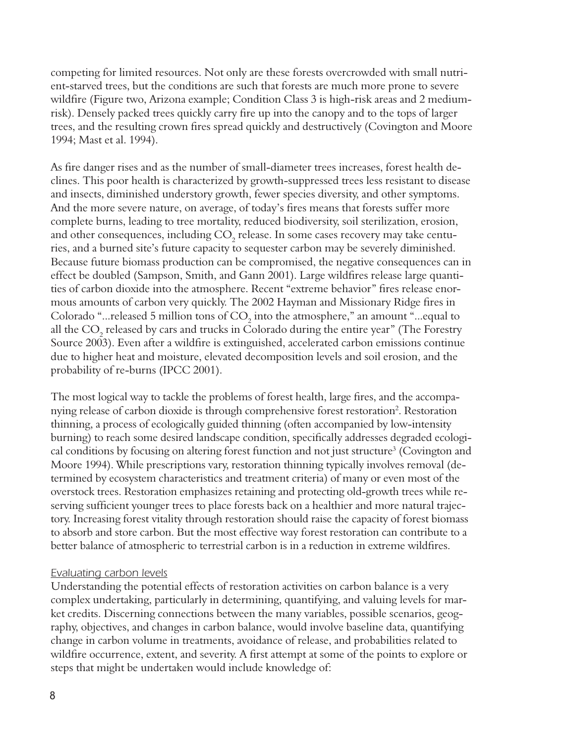competing for limited resources. Not only are these forests overcrowded with small nutrient-starved trees, but the conditions are such that forests are much more prone to severe wildfire (Figure two, Arizona example; Condition Class 3 is high-risk areas and 2 medium-risk). Densely packed trees quickly carry fire up into the canopy and to the tops of larger trees, and the resulting crown fires spread quickly and destructively (Covington and Moore 1994; Mast et al. 1994).

As fire danger rises and as the number of small-diameter trees increases, forest health declines. This poor health is characterized by growth-suppressed trees less resistant to disease and insects, diminished understory growth, fewer species diversity, and other symptoms. And the more severe nature, on average, of today's fires means that forests suffer more complete burns, leading to tree mortality, reduced biodiversity, soil sterilization, erosion, and other consequences, including $CO_2$ release. In some cases recovery may take centuries, and a burned site's future capacity to sequester carbon may be severely diminished. Because future biomass production can be compromised, the negative consequences can in effect be doubled (Sampson, Smith, and Gann 2001). Large wildfires release large quantities of carbon dioxide into the atmosphere. Recent "extreme behavior" fires release enormous amounts of carbon very quickly. The 2002 Hayman and Missionary Ridge fires in Colorado "...released 5 million tons of $CO_2$ into the atmosphere," an amount "...equal to all the $CO_2$ released by cars and trucks in Colorado during the entire year" (The Forestry Source 2003). Even after a wildfire is extinguished, accelerated carbon emissions continue due to higher heat and moisture, elevated decomposition levels and soil erosion, and the probability of re-burns (IPCC 2001).

The most logical way to tackle the problems of forest health, large fires, and the accompanying release of carbon dioxide is through comprehensive forest restoration[2]. Restoration thinning, a process of ecologically guided thinning (often accompanied by low-intensity burning) to reach some desired landscape condition, specifically addresses degraded ecological conditions by focusing on altering forest function and not just structure[3] (Covington and Moore 1994). While prescriptions vary, restoration thinning typically involves removal (determined by ecosystem characteristics and treatment criteria) of many or even most of the overstock trees. Restoration emphasizes retaining and protecting old-growth trees while reserving sufficient younger trees to place forests back on a healthier and more natural trajectory. Increasing forest vitality through restoration should raise the capacity of forest biomass to absorb and store carbon. But the most effective way forest restoration can contribute to a better balance of atmospheric to terrestrial carbon is in a reduction in extreme wildfires.

### *Evaluating carbon levels*

Understanding the potential effects of restoration activities on carbon balance is a very complex undertaking, particularly in determining, quantifying, and valuing levels for market credits. Discerning connections between the many variables, possible scenarios, geography, objectives, and changes in carbon balance, would involve baseline data, quantifying change in carbon volume in treatments, avoidance of release, and probabilities related to wildfire occurrence, extent, and severity. A first attempt at some of the points to explore or steps that might be undertaken would include knowledge of: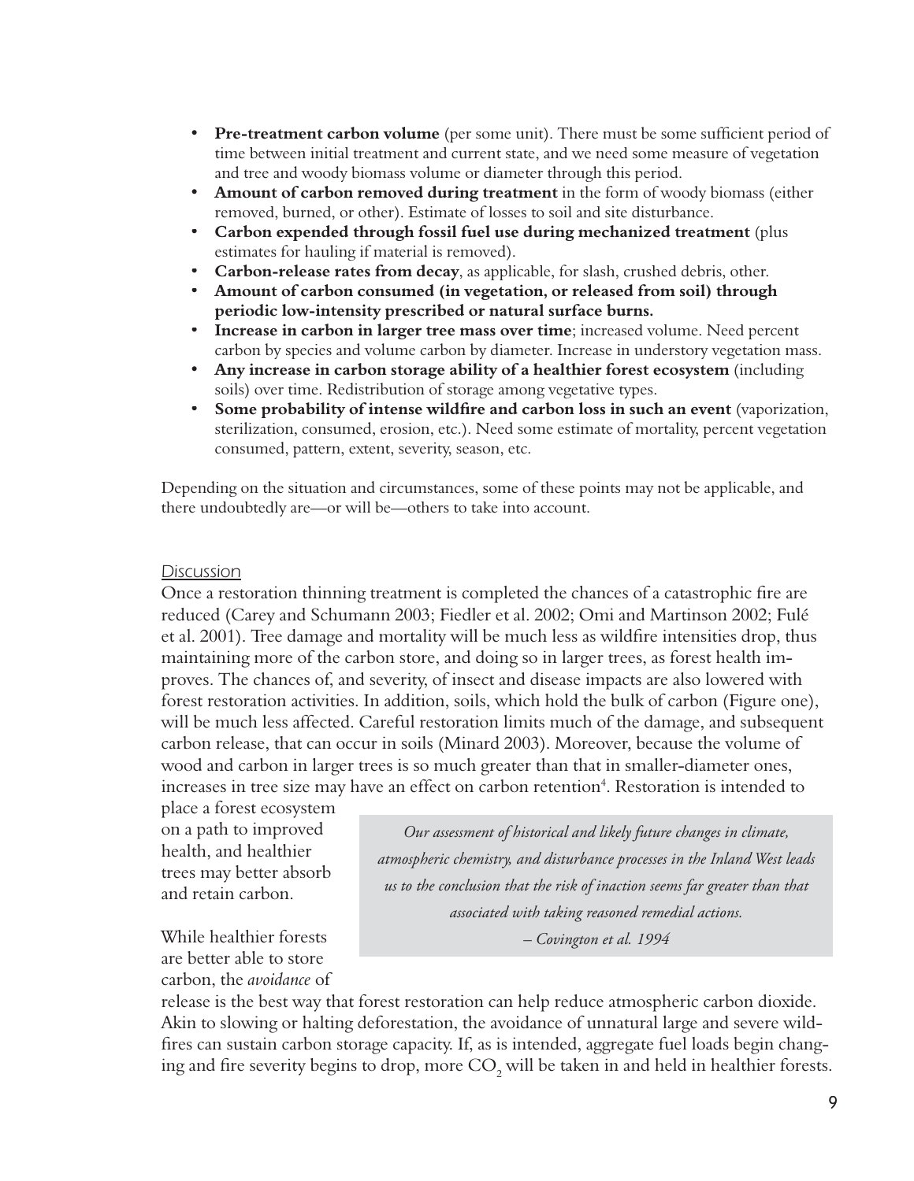- **Pre-treatment carbon volume** (per some unit). There must be some sufficient period of time between initial treatment and current state, and we need some measure of vegetation and tree and woody biomass volume or diameter through this period.
- **Amount of carbon removed during treatment** in the form of woody biomass (either removed, burned, or other). Estimate of losses to soil and site disturbance.
- **Carbon expended through fossil fuel use during mechanized treatment** (plus estimates for hauling if material is removed).
- **Carbon-release rates from decay**, as applicable, for slash, crushed debris, other.
- **Amount of carbon consumed (in vegetation, or released from soil) through periodic low-intensity prescribed or natural surface burns.**
- **Increase in carbon in larger tree mass over time**; increased volume. Need percent carbon by species and volume carbon by diameter. Increase in understory vegetation mass.
- **Any increase in carbon storage ability of a healthier forest ecosystem** (including soils) over time. Redistribution of storage among vegetative types.
- **Some probability of intense wildfire and carbon loss in such an event** (vaporization, sterilization, consumed, erosion, etc.). Need some estimate of mortality, percent vegetation consumed, pattern, extent, severity, season, etc.

Depending on the situation and circumstances, some of these points may not be applicable, and there undoubtedly are—or will be—others to take into account.

## Discussion

Once a restoration thinning treatment is completed the chances of a catastrophic fire are reduced (Carey and Schumann 2003; Fiedler et al. 2002; Omi and Martinson 2002; Fulé et al. 2001). Tree damage and mortality will be much less as wildfire intensities drop, thus maintaining more of the carbon store, and doing so in larger trees, as forest health improves. The chances of, and severity, of insect and disease impacts are also lowered with forest restoration activities. In addition, soils, which hold the bulk of carbon (Figure one), will be much less affected. Careful restoration limits much of the damage, and subsequent carbon release, that can occur in soils (Minard 2003). Moreover, because the volume of wood and carbon in larger trees is so much greater than that in smaller-diameter ones, increases in tree size may have an effect on carbon retention[4]. Restoration is intended to place a forest ecosystem on a path to improved health, and healthier trees may better absorb and retain carbon.

> *Our assessment of historical and likely future changes in climate, atmospheric chemistry, and disturbance processes in the Inland West leads us to the conclusion that the risk of inaction seems far greater than that associated with taking reasoned remedial actions.*
> *– Covington et al. 1994*

While healthier forests are better able to store carbon, the *avoidance* of release is the best way that forest restoration can help reduce atmospheric carbon dioxide. Akin to slowing or halting deforestation, the avoidance of unnatural large and severe wildfires can sustain carbon storage capacity. If, as is intended, aggregate fuel loads begin changing and fire severity begins to drop, more $CO_2$ will be taken in and held in healthier forests.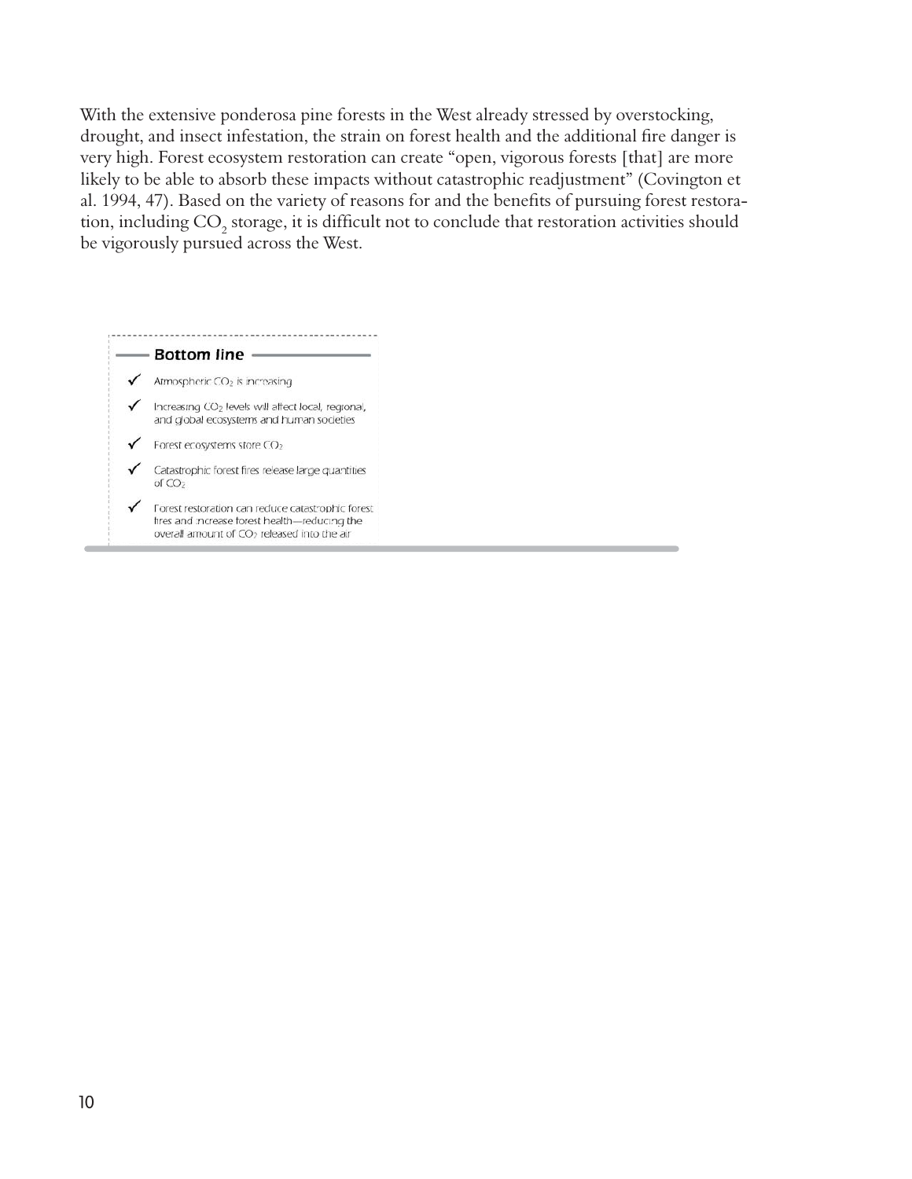With the extensive ponderosa pine forests in the West already stressed by overstocking, drought, and insect infestation, the strain on forest health and the additional fire danger is very high. Forest ecosystem restoration can create "open, vigorous forests [that] are more likely to be able to absorb these impacts without catastrophic readjustment" (Covington et al. 1994, 47). Based on the variety of reasons for and the benefits of pursuing forest restoration, including $CO_2$ storage, it is difficult not to conclude that restoration activities should be vigorously pursued across the West.

### Bottom line

- ✓ Atmospheric $CO_2$ is increasing
- ✓ Increasing $CO_2$ levels will affect local, regional, and global ecosystems and human societies
- ✓ Forest ecosystems store $CO_2$
- ✓ Catastrophic forest fires release large quantities of $CO_2$
- ✓ Forest restoration can reduce catastrophic forest fires and increase forest health—reducing the overall amount of $CO_2$ released into the air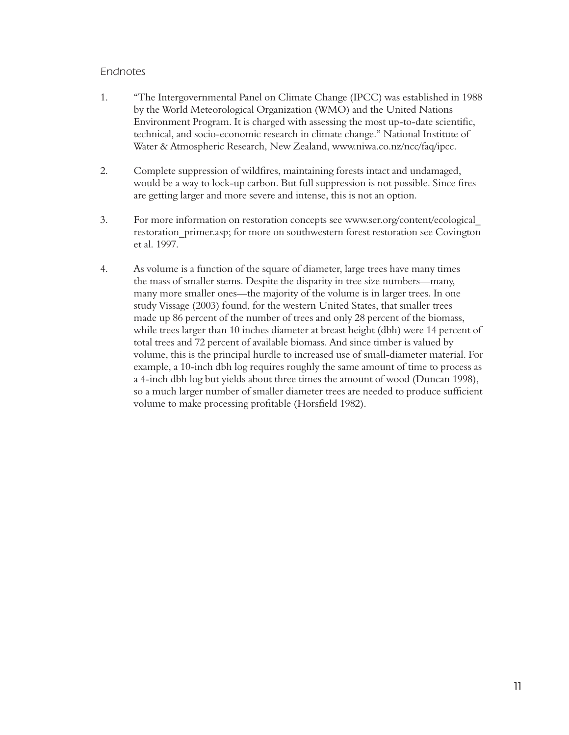*Endnotes*

1. "The Intergovernmental Panel on Climate Change (IPCC) was established in 1988 by the World Meteorological Organization (WMO) and the United Nations Environment Program. It is charged with assessing the most up-to-date scientific, technical, and socio-economic research in climate change." National Institute of Water & Atmospheric Research, New Zealand, www.niwa.co.nz/ncc/faq/ipcc.

2. Complete suppression of wildfires, maintaining forests intact and undamaged, would be a way to lock-up carbon. But full suppression is not possible. Since fires are getting larger and more severe and intense, this is not an option.

3. For more information on restoration concepts see www.ser.org/content/ecological_restoration_primer.asp; for more on southwestern forest restoration see Covington et al. 1997.

4. As volume is a function of the square of diameter, large trees have many times the mass of smaller stems. Despite the disparity in tree size numbers—many, many more smaller ones—the majority of the volume is in larger trees. In one study Vissage (2003) found, for the western United States, that smaller trees made up 86 percent of the number of trees and only 28 percent of the biomass, while trees larger than 10 inches diameter at breast height (dbh) were 14 percent of total trees and 72 percent of available biomass. And since timber is valued by volume, this is the principal hurdle to increased use of small-diameter material. For example, a 10-inch dbh log requires roughly the same amount of time to process as a 4-inch dbh log but yields about three times the amount of wood (Duncan 1998), so a much larger number of smaller diameter trees are needed to produce sufficient volume to make processing profitable (Horsfield 1982).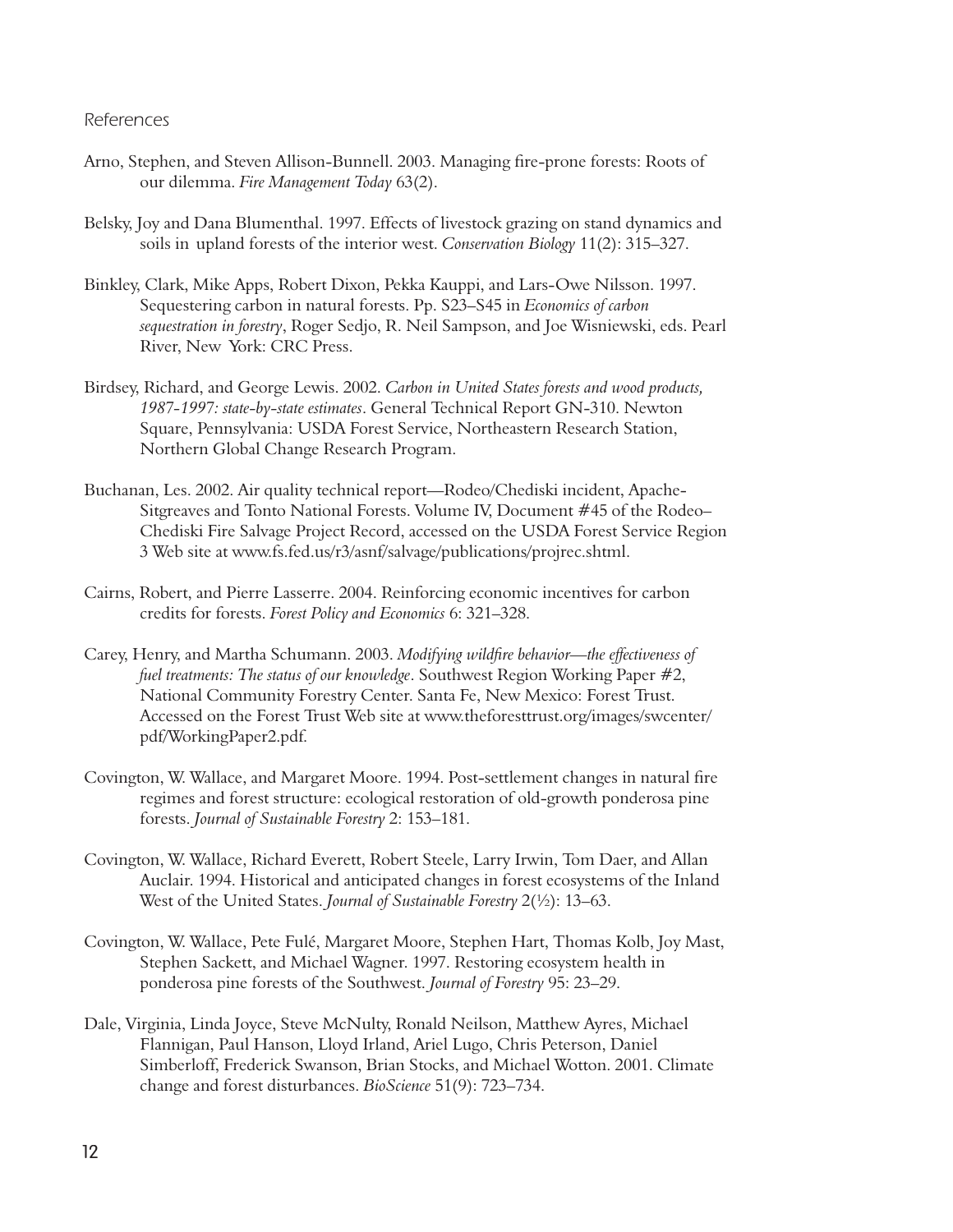## References

Arno, Stephen, and Steven Allison-Bunnell. 2003. Managing fire-prone forests: Roots of our dilemma. *Fire Management Today* 63(2).

Belsky, Joy and Dana Blumenthal. 1997. Effects of livestock grazing on stand dynamics and soils in upland forests of the interior west. *Conservation Biology* 11(2): 315–327.

Binkley, Clark, Mike Apps, Robert Dixon, Pekka Kauppi, and Lars-Owe Nilsson. 1997. Sequestering carbon in natural forests. Pp. S23–S45 in *Economics of carbon sequestration in forestry*, Roger Sedjo, R. Neil Sampson, and Joe Wisniewski, eds. Pearl River, New York: CRC Press.

Birdsey, Richard, and George Lewis. 2002. *Carbon in United States forests and wood products, 1987-1997: state-by-state estimates*. General Technical Report GN-310. Newton Square, Pennsylvania: USDA Forest Service, Northeastern Research Station, Northern Global Change Research Program.

Buchanan, Les. 2002. Air quality technical report—Rodeo/Chediski incident, Apache-Sitgreaves and Tonto National Forests. Volume IV, Document #45 of the Rodeo–Chediski Fire Salvage Project Record, accessed on the USDA Forest Service Region 3 Web site at www.fs.fed.us/r3/asnf/salvage/publications/projrec.shtml.

Cairns, Robert, and Pierre Lasserre. 2004. Reinforcing economic incentives for carbon credits for forests. *Forest Policy and Economics* 6: 321–328.

Carey, Henry, and Martha Schumann. 2003. *Modifying wildfire behavior—the effectiveness of fuel treatments: The status of our knowledge*. Southwest Region Working Paper #2, National Community Forestry Center. Santa Fe, New Mexico: Forest Trust. Accessed on the Forest Trust Web site at www.theforesttrust.org/images/swcenter/pdf/WorkingPaper2.pdf.

Covington, W. Wallace, and Margaret Moore. 1994. Post-settlement changes in natural fire regimes and forest structure: ecological restoration of old-growth ponderosa pine forests. *Journal of Sustainable Forestry* 2: 153–181.

Covington, W. Wallace, Richard Everett, Robert Steele, Larry Irwin, Tom Daer, and Allan Auclair. 1994. Historical and anticipated changes in forest ecosystems of the Inland West of the United States. *Journal of Sustainable Forestry* 2(½): 13–63.

Covington, W. Wallace, Pete Fulé, Margaret Moore, Stephen Hart, Thomas Kolb, Joy Mast, Stephen Sackett, and Michael Wagner. 1997. Restoring ecosystem health in ponderosa pine forests of the Southwest. *Journal of Forestry* 95: 23–29.

Dale, Virginia, Linda Joyce, Steve McNulty, Ronald Neilson, Matthew Ayres, Michael Flannigan, Paul Hanson, Lloyd Irland, Ariel Lugo, Chris Peterson, Daniel Simberloff, Frederick Swanson, Brian Stocks, and Michael Wotton. 2001. Climate change and forest disturbances. *BioScience* 51(9): 723–734.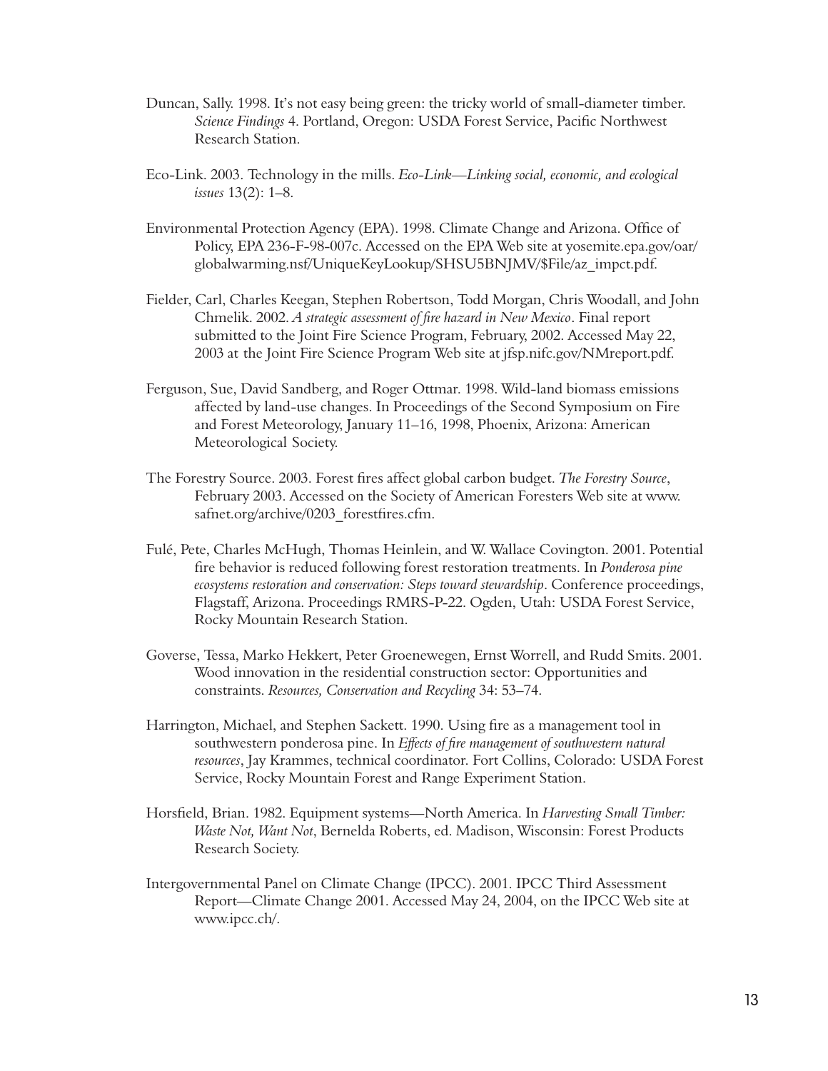Duncan, Sally. 1998. It's not easy being green: the tricky world of small-diameter timber. *Science Findings* 4. Portland, Oregon: USDA Forest Service, Pacific Northwest Research Station.

Eco-Link. 2003. Technology in the mills. *Eco-Link—Linking social, economic, and ecological issues* 13(2): 1–8.

Environmental Protection Agency (EPA). 1998. Climate Change and Arizona. Office of Policy, EPA 236-F-98-007c. Accessed on the EPA Web site at yosemite.epa.gov/oar/globalwarming.nsf/UniqueKeyLookup/SHSU5BNJMV/$File/az_impct.pdf.

Fielder, Carl, Charles Keegan, Stephen Robertson, Todd Morgan, Chris Woodall, and John Chmelik. 2002. *A strategic assessment of fire hazard in New Mexico*. Final report submitted to the Joint Fire Science Program, February, 2002. Accessed May 22, 2003 at the Joint Fire Science Program Web site at jfsp.nifc.gov/NMreport.pdf.

Ferguson, Sue, David Sandberg, and Roger Ottmar. 1998. Wild-land biomass emissions affected by land-use changes. In Proceedings of the Second Symposium on Fire and Forest Meteorology, January 11–16, 1998, Phoenix, Arizona: American Meteorological Society.

The Forestry Source. 2003. Forest fires affect global carbon budget. *The Forestry Source*, February 2003. Accessed on the Society of American Foresters Web site at www.safnet.org/archive/0203_forestfires.cfm.

Fulé, Pete, Charles McHugh, Thomas Heinlein, and W. Wallace Covington. 2001. Potential fire behavior is reduced following forest restoration treatments. In *Ponderosa pine ecosystems restoration and conservation: Steps toward stewardship*. Conference proceedings, Flagstaff, Arizona. Proceedings RMRS-P-22. Ogden, Utah: USDA Forest Service, Rocky Mountain Research Station.

Goverse, Tessa, Marko Hekkert, Peter Groenewegen, Ernst Worrell, and Rudd Smits. 2001. Wood innovation in the residential construction sector: Opportunities and constraints. *Resources, Conservation and Recycling* 34: 53–74.

Harrington, Michael, and Stephen Sackett. 1990. Using fire as a management tool in southwestern ponderosa pine. In *Effects of fire management of southwestern natural resources*, Jay Krammes, technical coordinator. Fort Collins, Colorado: USDA Forest Service, Rocky Mountain Forest and Range Experiment Station.

Horsfield, Brian. 1982. Equipment systems—North America. In *Harvesting Small Timber: Waste Not, Want Not*, Bernelda Roberts, ed. Madison, Wisconsin: Forest Products Research Society.

Intergovernmental Panel on Climate Change (IPCC). 2001. IPCC Third Assessment Report—Climate Change 2001. Accessed May 24, 2004, on the IPCC Web site at www.ipcc.ch/.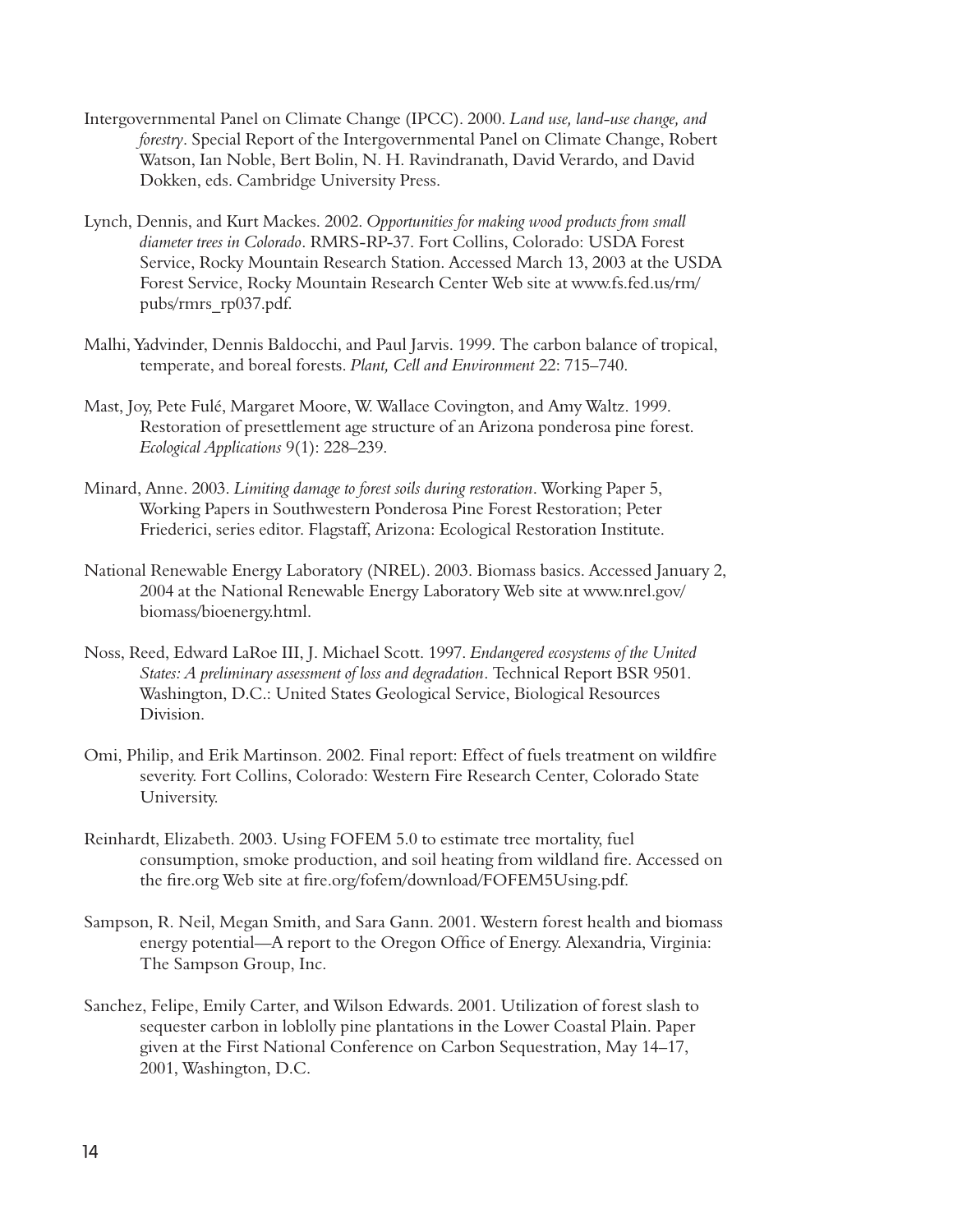Intergovernmental Panel on Climate Change (IPCC). 2000. *Land use, land-use change, and forestry*. Special Report of the Intergovernmental Panel on Climate Change, Robert Watson, Ian Noble, Bert Bolin, N. H. Ravindranath, David Verardo, and David Dokken, eds. Cambridge University Press.

Lynch, Dennis, and Kurt Mackes. 2002. *Opportunities for making wood products from small diameter trees in Colorado*. RMRS-RP-37. Fort Collins, Colorado: USDA Forest Service, Rocky Mountain Research Station. Accessed March 13, 2003 at the USDA Forest Service, Rocky Mountain Research Center Web site at www.fs.fed.us/rm/pubs/rmrs_rp037.pdf.

Malhi, Yadvinder, Dennis Baldocchi, and Paul Jarvis. 1999. The carbon balance of tropical, temperate, and boreal forests. *Plant, Cell and Environment* 22: 715–740.

Mast, Joy, Pete Fulé, Margaret Moore, W. Wallace Covington, and Amy Waltz. 1999. Restoration of presettlement age structure of an Arizona ponderosa pine forest. *Ecological Applications* 9(1): 228–239.

Minard, Anne. 2003. *Limiting damage to forest soils during restoration*. Working Paper 5, Working Papers in Southwestern Ponderosa Pine Forest Restoration; Peter Friederici, series editor. Flagstaff, Arizona: Ecological Restoration Institute.

National Renewable Energy Laboratory (NREL). 2003. Biomass basics. Accessed January 2, 2004 at the National Renewable Energy Laboratory Web site at www.nrel.gov/biomass/bioenergy.html.

Noss, Reed, Edward LaRoe III, J. Michael Scott. 1997. *Endangered ecosystems of the United States: A preliminary assessment of loss and degradation*. Technical Report BSR 9501. Washington, D.C.: United States Geological Service, Biological Resources Division.

Omi, Philip, and Erik Martinson. 2002. Final report: Effect of fuels treatment on wildfire severity. Fort Collins, Colorado: Western Fire Research Center, Colorado State University.

Reinhardt, Elizabeth. 2003. Using FOFEM 5.0 to estimate tree mortality, fuel consumption, smoke production, and soil heating from wildland fire. Accessed on the fire.org Web site at fire.org/fofem/download/FOFEM5Using.pdf.

Sampson, R. Neil, Megan Smith, and Sara Gann. 2001. Western forest health and biomass energy potential—A report to the Oregon Office of Energy. Alexandria, Virginia: The Sampson Group, Inc.

Sanchez, Felipe, Emily Carter, and Wilson Edwards. 2001. Utilization of forest slash to sequester carbon in loblolly pine plantations in the Lower Coastal Plain. Paper given at the First National Conference on Carbon Sequestration, May 14–17, 2001, Washington, D.C.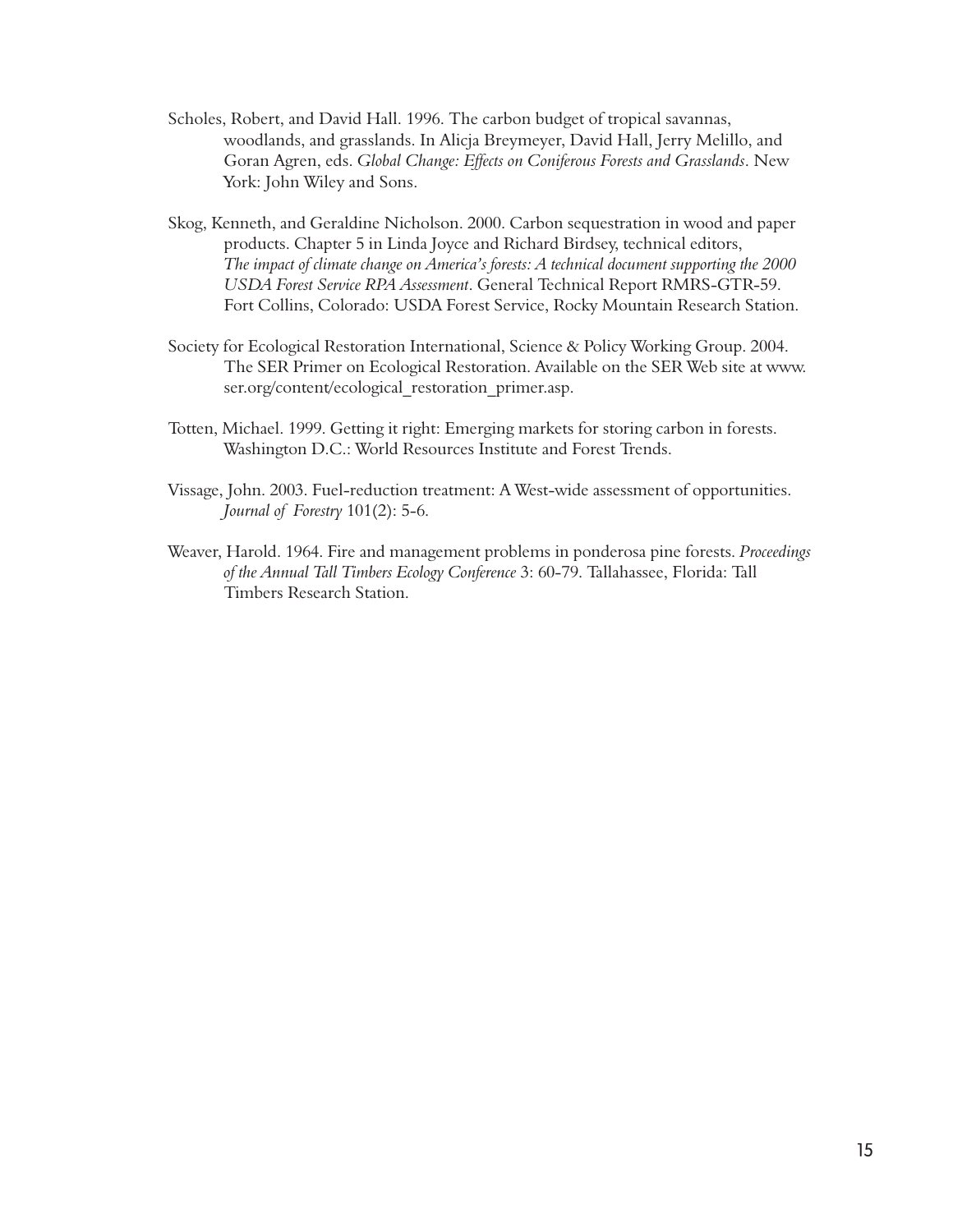Scholes, Robert, and David Hall. 1996. The carbon budget of tropical savannas, woodlands, and grasslands. In Alicja Breymeyer, David Hall, Jerry Melillo, and Goran Agren, eds. *Global Change: Effects on Coniferous Forests and Grasslands*. New York: John Wiley and Sons.

Skog, Kenneth, and Geraldine Nicholson. 2000. Carbon sequestration in wood and paper products. Chapter 5 in Linda Joyce and Richard Birdsey, technical editors, *The impact of climate change on America's forests: A technical document supporting the 2000 USDA Forest Service RPA Assessment*. General Technical Report RMRS-GTR-59. Fort Collins, Colorado: USDA Forest Service, Rocky Mountain Research Station.

Society for Ecological Restoration International, Science & Policy Working Group. 2004. The SER Primer on Ecological Restoration. Available on the SER Web site at www.ser.org/content/ecological_restoration_primer.asp.

Totten, Michael. 1999. Getting it right: Emerging markets for storing carbon in forests. Washington D.C.: World Resources Institute and Forest Trends.

Vissage, John. 2003. Fuel-reduction treatment: A West-wide assessment of opportunities. *Journal of Forestry* 101(2): 5-6.

Weaver, Harold. 1964. Fire and management problems in ponderosa pine forests. *Proceedings of the Annual Tall Timbers Ecology Conference* 3: 60-79. Tallahassee, Florida: Tall Timbers Research Station.